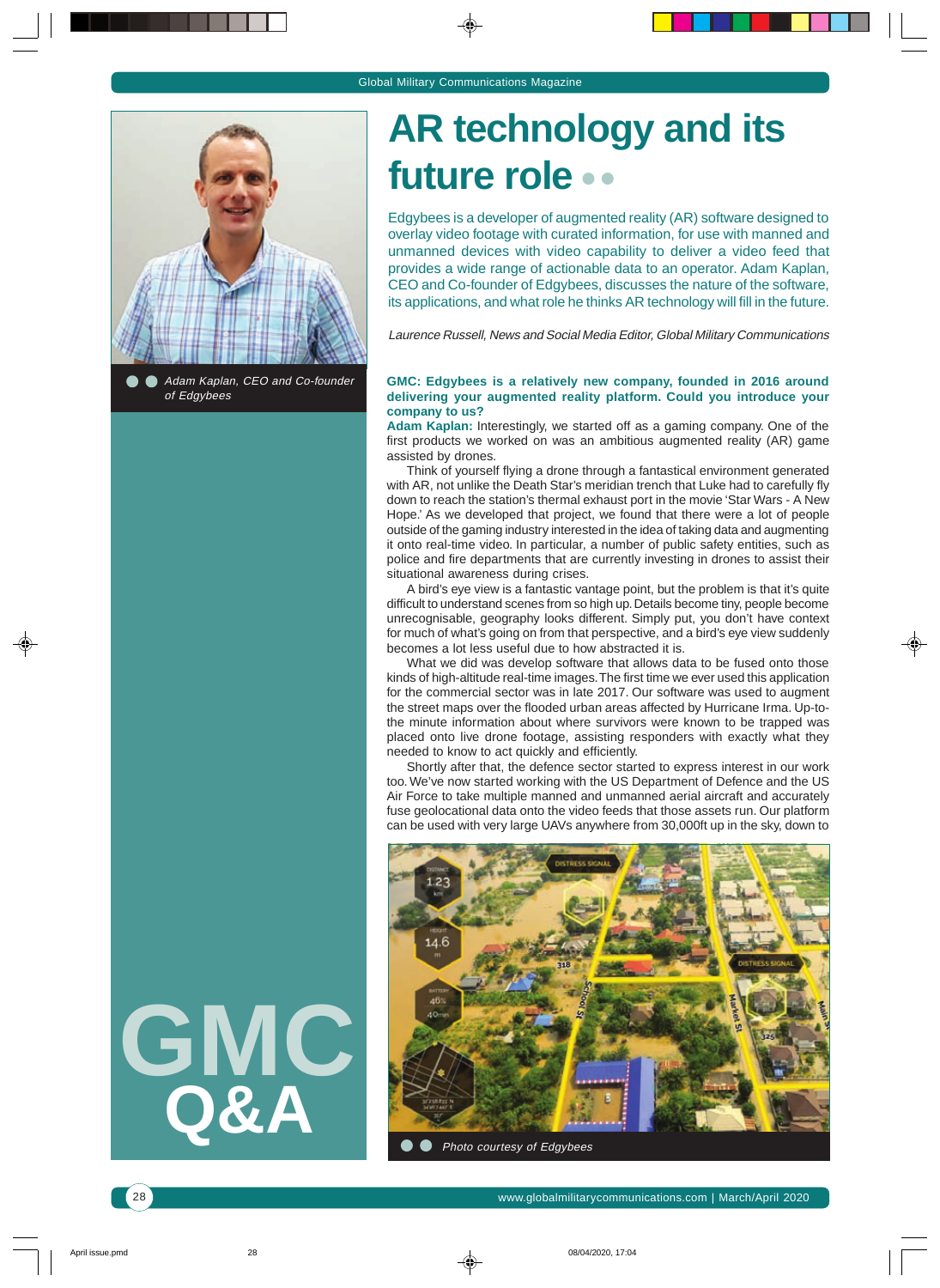# AR technology and its future role

Edgybees is a developer of augmented reality (AR) software designed to overlay video footage with curated information, for use with manned and unmanned devices with video capability to deliver a video feed that provides a wide range of actionable data to an operator. Adam Kaplan, CEO and Co-founder of Edgybees, discusses the nature of the software, its applications, and what role he thinks AR technology will fill in the future.

*Laurence Russell, News and Social Media Editor, Global Military Communications*

*Adam Kaplan, CEO and Co-founder of Edgybees*

GMC Q&A

**GMC: Edgybees is a relatively new company, founded in 2016 around delivering your augmented reality platform. Could you introduce your company to us?**

**Adam Kaplan:** Interestingly, we started off as a gaming company. One of the first products we worked on was an ambitious augmented reality (AR) game assisted by drones.

Think of yourself flying a drone through a fantastical environment generated with AR, not unlike the Death Star's meridian trench that Luke had to carefully fly down to reach the station's thermal exhaust port in the movie 'Star Wars - A New Hope.' As we developed that project, we found that there were a lot of people outside of the gaming industry interested in the idea of taking data and augmenting it onto real-time video. In particular, a number of public safety entities, such as police and fire departments that are currently investing in drones to assist their situational awareness during crises.

A bird's eye view is a fantastic vantage point, but the problem is that it's quite difficult to understand scenes from so high up. Details become tiny, people become unrecognisable, geography looks different. Simply put, you don't have context for much of what's going on from that perspective, and a bird's eye view suddenly becomes a lot less useful due to how abstracted it is.

What we did was develop software that allows data to be fused onto those kinds of high-altitude real-time images. The first time we ever used this application for the commercial sector was in late 2017. Our software was used to augment the street maps over the flooded urban areas affected by Hurricane Irma. Up-to-the minute information about where survivors were known to be trapped was placed onto live drone footage, assisting responders with exactly what they needed to know to act quickly and efficiently.

Shortly after that, the defence sector started to express interest in our work too. We've now started working with the US Department of Defence and the US Air Force to take multiple manned and unmanned aerial aircraft and accurately fuse geolocational data onto the video feeds that those assets run. Our platform can be used with very large UAVs anywhere from 30,000ft up in the sky, down to

*Photo courtesy of Edgybees*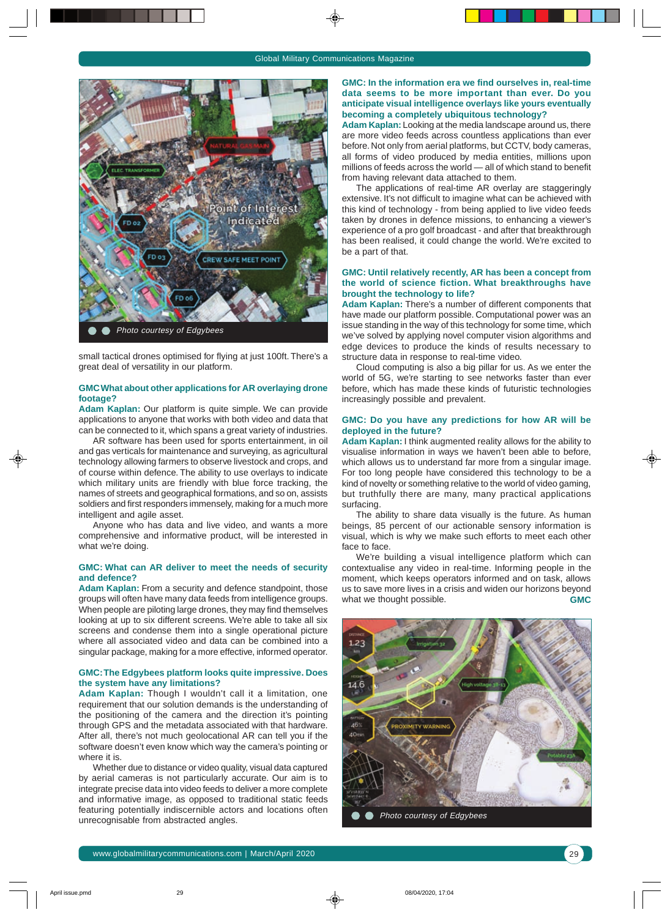Photo courtesy of Edgybees

small tactical drones optimised for flying at just 100ft. There's a great deal of versatility in our platform.

**GMC What about other applications for AR overlaying drone footage?**

**Adam Kaplan:** Our platform is quite simple. We can provide applications to anyone that works with both video and data that can be connected to it, which spans a great variety of industries.

AR software has been used for sports entertainment, in oil and gas verticals for maintenance and surveying, as agricultural technology allowing farmers to observe livestock and crops, and of course within defence. The ability to use overlays to indicate which military units are friendly with blue force tracking, the names of streets and geographical formations, and so on, assists soldiers and first responders immensely, making for a much more intelligent and agile asset.

Anyone who has data and live video, and wants a more comprehensive and informative product, will be interested in what we're doing.

**GMC: What can AR deliver to meet the needs of security and defence?**

**Adam Kaplan:** From a security and defence standpoint, these groups will often have many data feeds from intelligence groups. When people are piloting large drones, they may find themselves looking at up to six different screens. We're able to take all six screens and condense them into a single operational picture where all associated video and data can be combined into a singular package, making for a more effective, informed operator.

**GMC: The Edgybees platform looks quite impressive. Does the system have any limitations?**

**Adam Kaplan:** Though I wouldn't call it a limitation, one requirement that our solution demands is the understanding of the positioning of the camera and the direction it's pointing through GPS and the metadata associated with that hardware. After all, there's not much geolocational AR can tell you if the software doesn't even know which way the camera's pointing or where it is.

Whether due to distance or video quality, visual data captured by aerial cameras is not particularly accurate. Our aim is to integrate precise data into video feeds to deliver a more complete and informative image, as opposed to traditional static feeds featuring potentially indiscernible actors and locations often unrecognisable from abstracted angles.

**GMC: In the information era we find ourselves in, real-time data seems to be more important than ever. Do you anticipate visual intelligence overlays like yours eventually becoming a completely ubiquitous technology?**

**Adam Kaplan:** Looking at the media landscape around us, there are more video feeds across countless applications than ever before. Not only from aerial platforms, but CCTV, body cameras, all forms of video produced by media entities, millions upon millions of feeds across the world — all of which stand to benefit from having relevant data attached to them.

The applications of real-time AR overlay are staggeringly extensive. It's not difficult to imagine what can be achieved with this kind of technology - from being applied to live video feeds taken by drones in defence missions, to enhancing a viewer's experience of a pro golf broadcast - and after that breakthrough has been realised, it could change the world. We're excited to be a part of that.

**GMC: Until relatively recently, AR has been a concept from the world of science fiction. What breakthroughs have brought the technology to life?**

**Adam Kaplan:** There's a number of different components that have made our platform possible. Computational power was an issue standing in the way of this technology for some time, which we've solved by applying novel computer vision algorithms and edge devices to produce the kinds of results necessary to structure data in response to real-time video.

Cloud computing is also a big pillar for us. As we enter the world of 5G, we're starting to see networks faster than ever before, which has made these kinds of futuristic technologies increasingly possible and prevalent.

**GMC: Do you have any predictions for how AR will be deployed in the future?**

**Adam Kaplan:** I think augmented reality allows for the ability to visualise information in ways we haven't been able to before, which allows us to understand far more from a singular image. For too long people have considered this technology to be a kind of novelty or something relative to the world of video gaming, but truthfully there are many, many practical applications surfacing.

The ability to share data visually is the future. As human beings, 85 percent of our actionable sensory information is visual, which is why we make such efforts to meet each other face to face.

We're building a visual intelligence platform which can contextualise any video in real-time. Informing people in the moment, which keeps operators informed and on task, allows us to save more lives in a crisis and widen our horizons beyond what we thought possible. **GMC**

Photo courtesy of Edgybees